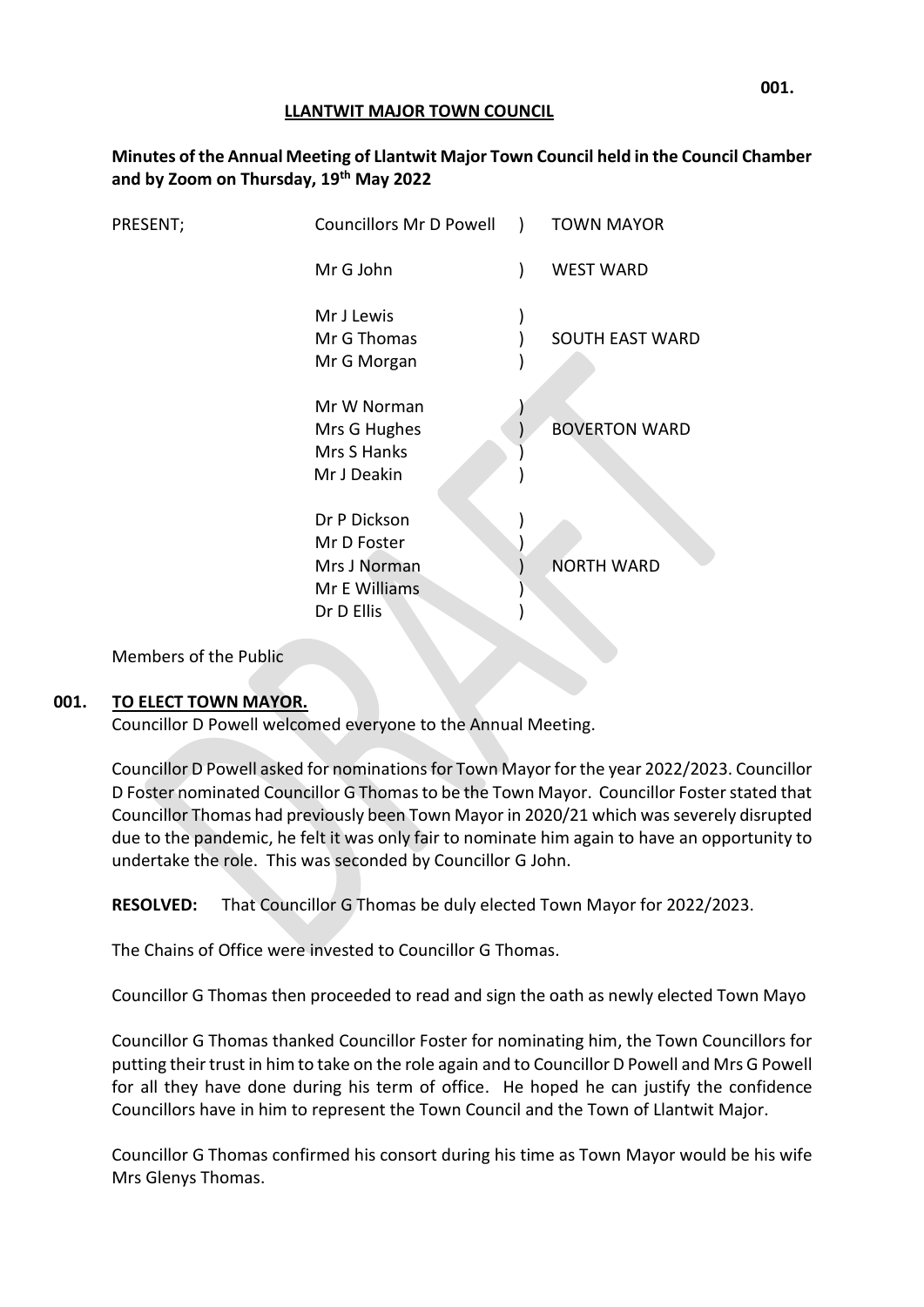**LLANTWIT MAJOR TOWN COUNCIL**

**Minutes of the Annual Meeting of Llantwit Major Town Council held in the Council Chamber and by Zoom on Thursday, 19th May 2022**

| PRESENT; | Councillors Mr D Powell | ) | TOWN MAYOR |
|---|---|---|---|
| | Mr G John | ) | WEST WARD |
| | Mr J Lewis<br>Mr G Thomas<br>Mr G Morgan | ) | SOUTH EAST WARD |
| | Mr W Norman<br>Mrs G Hughes<br>Mrs S Hanks<br>Mr J Deakin | ) | BOVERTON WARD |
| | Dr P Dickson<br>Mr D Foster<br>Mrs J Norman<br>Mr E Williams<br>Dr D Ellis | ) | NORTH WARD |

Members of the Public

## 001. TO ELECT TOWN MAYOR.

Councillor D Powell welcomed everyone to the Annual Meeting.

Councillor D Powell asked for nominations for Town Mayor for the year 2022/2023. Councillor D Foster nominated Councillor G Thomas to be the Town Mayor. Councillor Foster stated that Councillor Thomas had previously been Town Mayor in 2020/21 which was severely disrupted due to the pandemic, he felt it was only fair to nominate him again to have an opportunity to undertake the role. This was seconded by Councillor G John.

**RESOLVED:** That Councillor G Thomas be duly elected Town Mayor for 2022/2023.

The Chains of Office were invested to Councillor G Thomas.

Councillor G Thomas then proceeded to read and sign the oath as newly elected Town Mayo

Councillor G Thomas thanked Councillor Foster for nominating him, the Town Councillors for putting their trust in him to take on the role again and to Councillor D Powell and Mrs G Powell for all they have done during his term of office. He hoped he can justify the confidence Councillors have in him to represent the Town Council and the Town of Llantwit Major.

Councillor G Thomas confirmed his consort during his time as Town Mayor would be his wife Mrs Glenys Thomas.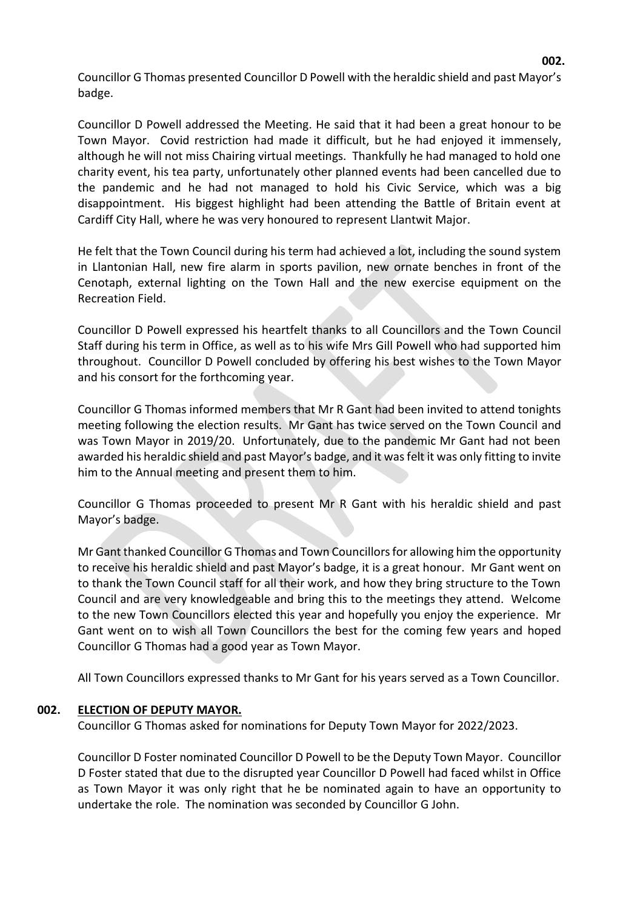Councillor G Thomas presented Councillor D Powell with the heraldic shield and past Mayor's badge.

Councillor D Powell addressed the Meeting. He said that it had been a great honour to be Town Mayor. Covid restriction had made it difficult, but he had enjoyed it immensely, although he will not miss Chairing virtual meetings. Thankfully he had managed to hold one charity event, his tea party, unfortunately other planned events had been cancelled due to the pandemic and he had not managed to hold his Civic Service, which was a big disappointment. His biggest highlight had been attending the Battle of Britain event at Cardiff City Hall, where he was very honoured to represent Llantwit Major.

He felt that the Town Council during his term had achieved a lot, including the sound system in Llantonian Hall, new fire alarm in sports pavilion, new ornate benches in front of the Cenotaph, external lighting on the Town Hall and the new exercise equipment on the Recreation Field.

Councillor D Powell expressed his heartfelt thanks to all Councillors and the Town Council Staff during his term in Office, as well as to his wife Mrs Gill Powell who had supported him throughout. Councillor D Powell concluded by offering his best wishes to the Town Mayor and his consort for the forthcoming year.

Councillor G Thomas informed members that Mr R Gant had been invited to attend tonights meeting following the election results. Mr Gant has twice served on the Town Council and was Town Mayor in 2019/20. Unfortunately, due to the pandemic Mr Gant had not been awarded his heraldic shield and past Mayor's badge, and it was felt it was only fitting to invite him to the Annual meeting and present them to him.

Councillor G Thomas proceeded to present Mr R Gant with his heraldic shield and past Mayor's badge.

Mr Gant thanked Councillor G Thomas and Town Councillors for allowing him the opportunity to receive his heraldic shield and past Mayor's badge, it is a great honour. Mr Gant went on to thank the Town Council staff for all their work, and how they bring structure to the Town Council and are very knowledgeable and bring this to the meetings they attend. Welcome to the new Town Councillors elected this year and hopefully you enjoy the experience. Mr Gant went on to wish all Town Councillors the best for the coming few years and hoped Councillor G Thomas had a good year as Town Mayor.

All Town Councillors expressed thanks to Mr Gant for his years served as a Town Councillor.

## 002. ELECTION OF DEPUTY MAYOR.

Councillor G Thomas asked for nominations for Deputy Town Mayor for 2022/2023.

Councillor D Foster nominated Councillor D Powell to be the Deputy Town Mayor. Councillor D Foster stated that due to the disrupted year Councillor D Powell had faced whilst in Office as Town Mayor it was only right that he be nominated again to have an opportunity to undertake the role. The nomination was seconded by Councillor G John.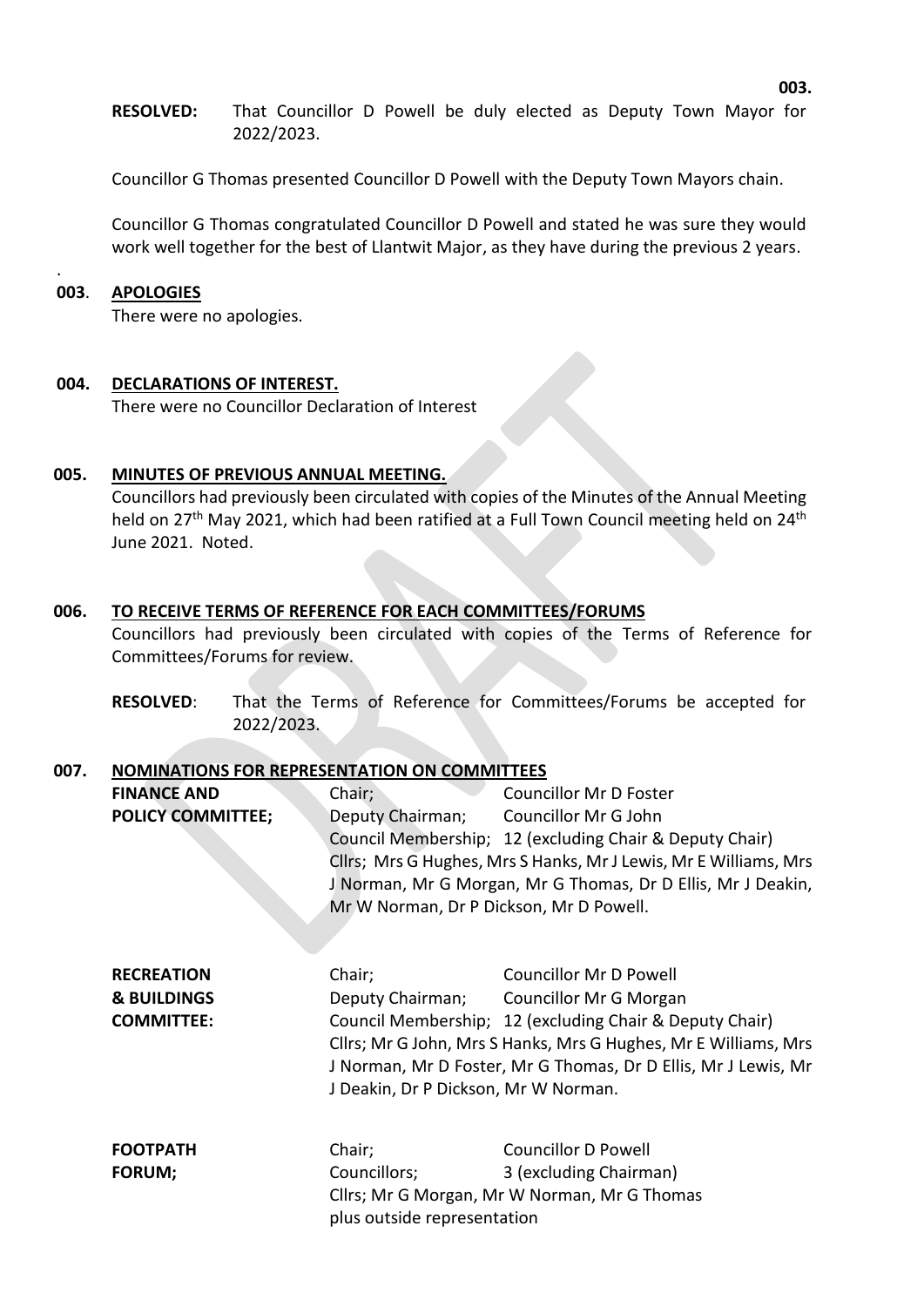**RESOLVED:** That Councillor D Powell be duly elected as Deputy Town Mayor for 2022/2023.

Councillor G Thomas presented Councillor D Powell with the Deputy Town Mayors chain.

Councillor G Thomas congratulated Councillor D Powell and stated he was sure they would work well together for the best of Llantwit Major, as they have during the previous 2 years.

**003. APOLOGIES**

There were no apologies.

**004. DECLARATIONS OF INTEREST.**

There were no Councillor Declaration of Interest

**005. MINUTES OF PREVIOUS ANNUAL MEETING.**

Councillors had previously been circulated with copies of the Minutes of the Annual Meeting held on 27th May 2021, which had been ratified at a Full Town Council meeting held on 24th June 2021. Noted.

**006. TO RECEIVE TERMS OF REFERENCE FOR EACH COMMITTEES/FORUMS**

Councillors had previously been circulated with copies of the Terms of Reference for Committees/Forums for review.

**RESOLVED**: That the Terms of Reference for Committees/Forums be accepted for 2022/2023.

**007. NOMINATIONS FOR REPRESENTATION ON COMMITTEES**

**FINANCE AND POLICY COMMITTEE;**

Chair; Councillor Mr D Foster
Deputy Chairman; Councillor Mr G John
Council Membership; 12 (excluding Chair & Deputy Chair)
Cllrs; Mrs G Hughes, Mrs S Hanks, Mr J Lewis, Mr E Williams, Mrs J Norman, Mr G Morgan, Mr G Thomas, Dr D Ellis, Mr J Deakin, Mr W Norman, Dr P Dickson, Mr D Powell.

**RECREATION & BUILDINGS COMMITTEE:**

Chair; Councillor Mr D Powell
Deputy Chairman; Councillor Mr G Morgan
Council Membership; 12 (excluding Chair & Deputy Chair)
Cllrs; Mr G John, Mrs S Hanks, Mrs G Hughes, Mr E Williams, Mrs J Norman, Mr D Foster, Mr G Thomas, Dr D Ellis, Mr J Lewis, Mr J Deakin, Dr P Dickson, Mr W Norman.

**FOOTPATH FORUM;**

Chair; Councillor D Powell
Councillors; 3 (excluding Chairman)
Cllrs; Mr G Morgan, Mr W Norman, Mr G Thomas
plus outside representation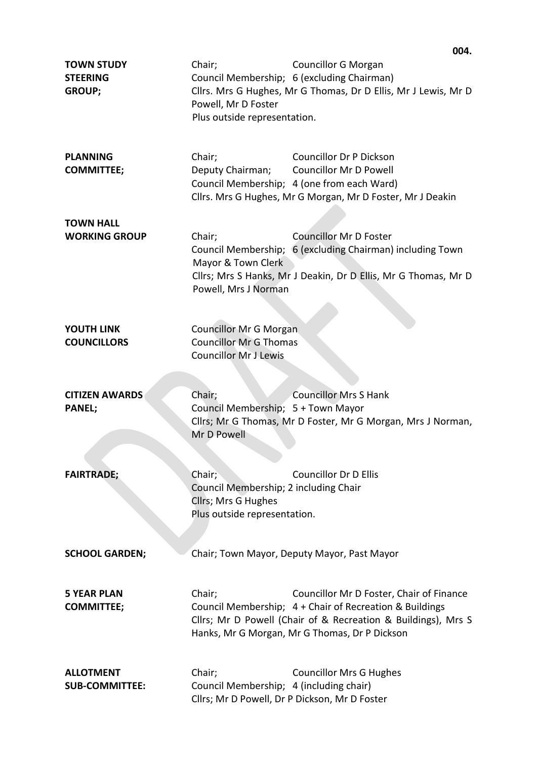**TOWN STUDY STEERING GROUP;**

Chair; Councillor G Morgan
Council Membership; 6 (excluding Chairman)
Cllrs. Mrs G Hughes, Mr G Thomas, Dr D Ellis, Mr J Lewis, Mr D Powell, Mr D Foster
Plus outside representation.

**PLANNING COMMITTEE;**

Chair; Councillor Dr P Dickson
Deputy Chairman; Councillor Mr D Powell
Council Membership; 4 (one from each Ward)
Cllrs. Mrs G Hughes, Mr G Morgan, Mr D Foster, Mr J Deakin

**TOWN HALL WORKING GROUP**

Chair; Councillor Mr D Foster
Council Membership; 6 (excluding Chairman) including Town Mayor & Town Clerk
Cllrs; Mrs S Hanks, Mr J Deakin, Dr D Ellis, Mr G Thomas, Mr D Powell, Mrs J Norman

**YOUTH LINK COUNCILLORS**

Councillor Mr G Morgan
Councillor Mr G Thomas
Councillor Mr J Lewis

**CITIZEN AWARDS PANEL;**

Chair; Councillor Mrs S Hank
Council Membership; 5 + Town Mayor
Cllrs; Mr G Thomas, Mr D Foster, Mr G Morgan, Mrs J Norman, Mr D Powell

**FAIRTRADE;**

Chair; Councillor Dr D Ellis
Council Membership; 2 including Chair
Cllrs; Mrs G Hughes
Plus outside representation.

**SCHOOL GARDEN;**

Chair; Town Mayor, Deputy Mayor, Past Mayor

**5 YEAR PLAN COMMITTEE;**

Chair; Councillor Mr D Foster, Chair of Finance
Council Membership; 4 + Chair of Recreation & Buildings
Cllrs; Mr D Powell (Chair of & Recreation & Buildings), Mrs S Hanks, Mr G Morgan, Mr G Thomas, Dr P Dickson

**ALLOTMENT SUB-COMMITTEE:**

Chair; Councillor Mrs G Hughes
Council Membership; 4 (including chair)
Cllrs; Mr D Powell, Dr P Dickson, Mr D Foster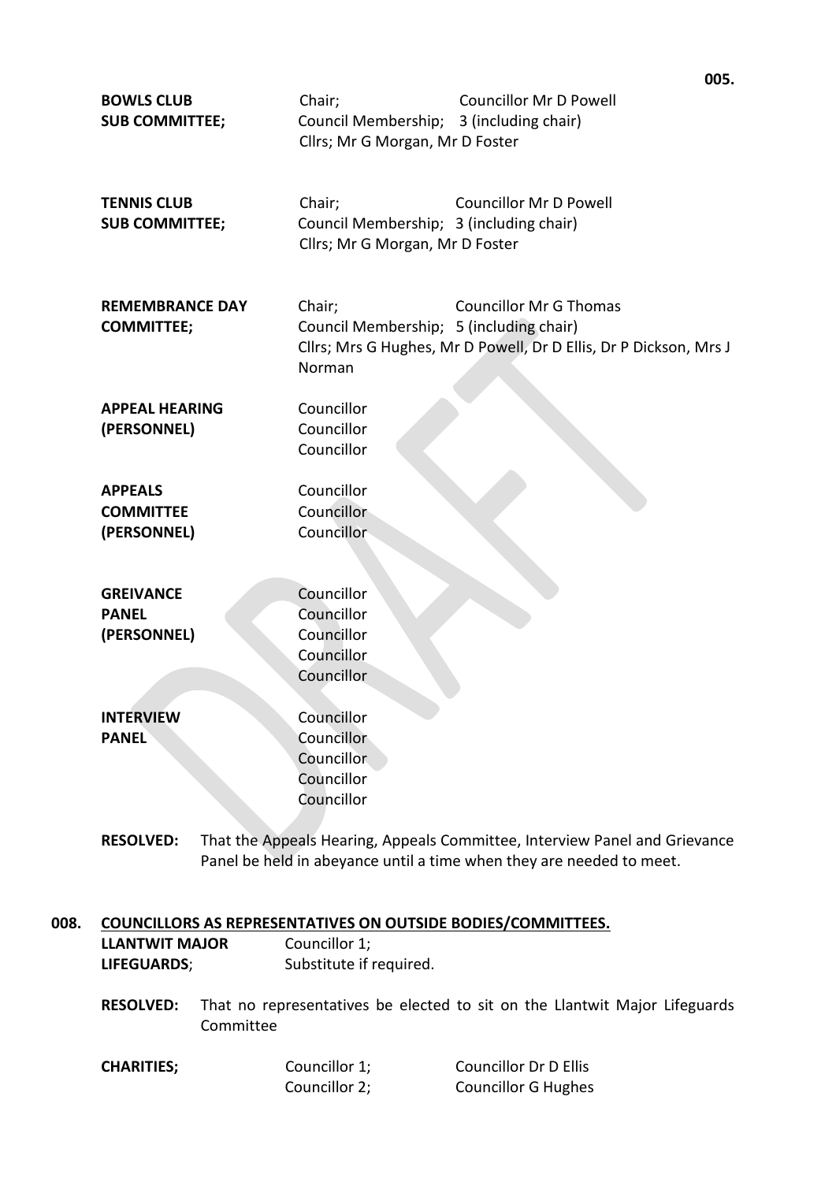**BOWLS CLUB SUB COMMITTEE;**
Chair; Councillor Mr D Powell
Council Membership; 3 (including chair)
Cllrs; Mr G Morgan, Mr D Foster

**TENNIS CLUB SUB COMMITTEE;**
Chair; Councillor Mr D Powell
Council Membership; 3 (including chair)
Cllrs; Mr G Morgan, Mr D Foster

**REMEMBRANCE DAY COMMITTEE;**
Chair; Councillor Mr G Thomas
Council Membership; 5 (including chair)
Cllrs; Mrs G Hughes, Mr D Powell, Dr D Ellis, Dr P Dickson, Mrs J Norman

**APPEAL HEARING (PERSONNEL)**
Councillor
Councillor
Councillor

**APPEALS COMMITTEE (PERSONNEL)**
Councillor
Councillor
Councillor

**GREIVANCE PANEL (PERSONNEL)**
Councillor
Councillor
Councillor
Councillor
Councillor

**INTERVIEW PANEL**
Councillor
Councillor
Councillor
Councillor
Councillor

**RESOLVED:** That the Appeals Hearing, Appeals Committee, Interview Panel and Grievance Panel be held in abeyance until a time when they are needed to meet.

## 008. COUNCILLORS AS REPRESENTATIVES ON OUTSIDE BODIES/COMMITTEES.

**LLANTWIT MAJOR LIFEGUARDS**;
Councillor 1;
Substitute if required.

**RESOLVED:** That no representatives be elected to sit on the Llantwit Major Lifeguards Committee

**CHARITIES;**
Councillor 1; Councillor Dr D Ellis
Councillor 2; Councillor G Hughes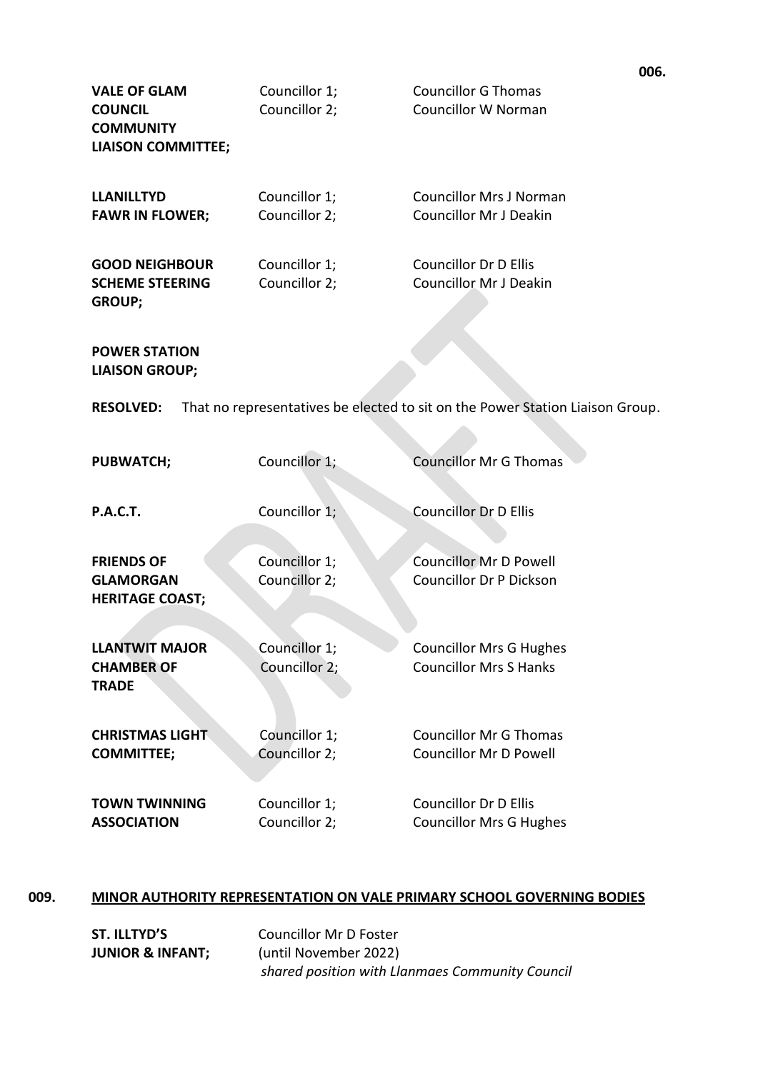| | | |
|---|---|---|
| **VALE OF GLAM COUNCIL COMMUNITY LIAISON COMMITTEE;** | Councillor 1;<br>Councillor 2; | Councillor G Thomas<br>Councillor W Norman |
| **LLANILLTYD FAWR IN FLOWER;** | Councillor 1;<br>Councillor 2; | Councillor Mrs J Norman<br>Councillor Mr J Deakin |
| **GOOD NEIGHBOUR SCHEME STEERING GROUP;** | Councillor 1;<br>Councillor 2; | Councillor Dr D Ellis<br>Councillor Mr J Deakin |

**POWER STATION LIAISON GROUP;**

**RESOLVED:** That no representatives be elected to sit on the Power Station Liaison Group.

| | | |
|---|---|---|
| **PUBWATCH;** | Councillor 1; | Councillor Mr G Thomas |
| **P.A.C.T.** | Councillor 1; | Councillor Dr D Ellis |
| **FRIENDS OF GLAMORGAN HERITAGE COAST;** | Councillor 1;<br>Councillor 2; | Councillor Mr D Powell<br>Councillor Dr P Dickson |
| **LLANTWIT MAJOR CHAMBER OF TRADE** | Councillor 1;<br>Councillor 2; | Councillor Mrs G Hughes<br>Councillor Mrs S Hanks |
| **CHRISTMAS LIGHT COMMITTEE;** | Councillor 1;<br>Councillor 2; | Councillor Mr G Thomas<br>Councillor Mr D Powell |
| **TOWN TWINNING ASSOCIATION** | Councillor 1;<br>Councillor 2; | Councillor Dr D Ellis<br>Councillor Mrs G Hughes |

## 009. MINOR AUTHORITY REPRESENTATION ON VALE PRIMARY SCHOOL GOVERNING BODIES

**ST. ILLTYD'S JUNIOR & INFANT;** Councillor Mr D Foster (until November 2022)
*shared position with Llanmaes Community Council*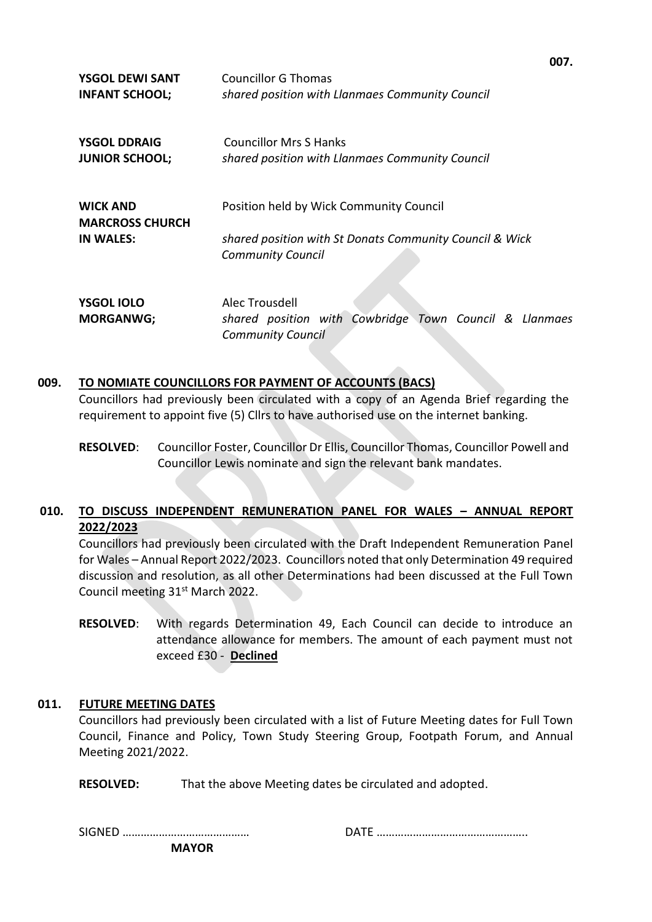| | |
|---|---|
| **YSGOL DEWI SANT INFANT SCHOOL;** | Councillor G Thomas<br>*shared position with Llanmaes Community Council* |
| **YSGOL DDRAIG JUNIOR SCHOOL;** | Councillor Mrs S Hanks<br>*shared position with Llanmaes Community Council* |
| **WICK AND MARCROSS CHURCH IN WALES:** | Position held by Wick Community Council<br>*shared position with St Donats Community Council & Wick Community Council* |
| **YSGOL IOLO MORGANWG;** | Alec Trousdell<br>*shared position with Cowbridge Town Council & Llanmaes Community Council* |

## 009. TO NOMIATE COUNCILLORS FOR PAYMENT OF ACCOUNTS (BACS)

Councillors had previously been circulated with a copy of an Agenda Brief regarding the requirement to appoint five (5) Cllrs to have authorised use on the internet banking.

**RESOLVED**: Councillor Foster, Councillor Dr Ellis, Councillor Thomas, Councillor Powell and Councillor Lewis nominate and sign the relevant bank mandates.

## 010. TO DISCUSS INDEPENDENT REMUNERATION PANEL FOR WALES – ANNUAL REPORT 2022/2023

Councillors had previously been circulated with the Draft Independent Remuneration Panel for Wales – Annual Report 2022/2023. Councillors noted that only Determination 49 required discussion and resolution, as all other Determinations had been discussed at the Full Town Council meeting 31st March 2022.

**RESOLVED**: With regards Determination 49, Each Council can decide to introduce an attendance allowance for members. The amount of each payment must not exceed £30 - **Declined**

## 011. FUTURE MEETING DATES

Councillors had previously been circulated with a list of Future Meeting dates for Full Town Council, Finance and Policy, Town Study Steering Group, Footpath Forum, and Annual Meeting 2021/2022.

**RESOLVED:** That the above Meeting dates be circulated and adopted.

SIGNED …………………………………… DATE …………………………………………..

**MAYOR**